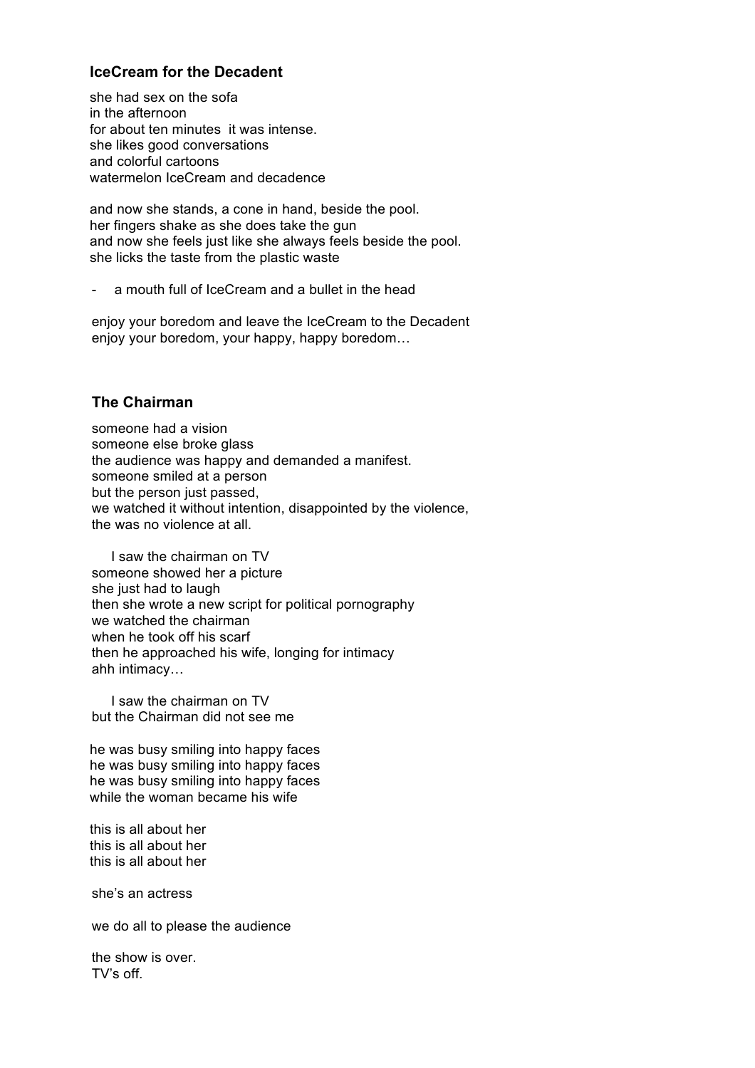## IceCream for the Decadent

she had sex on the sofa
in the afternoon
for about ten minutes  it was intense.
she likes good conversations
and colorful cartoons
watermelon IceCream and decadence

and now she stands, a cone in hand, beside the pool.
her fingers shake as she does take the gun
and now she feels just like she always feels beside the pool.
she licks the taste from the plastic waste

- a mouth full of IceCream and a bullet in the head

enjoy your boredom and leave the IceCream to the Decadent
enjoy your boredom, your happy, happy boredom…

## The Chairman

someone had a vision
someone else broke glass
the audience was happy and demanded a manifest.
someone smiled at a person
but the person just passed,
we watched it without intention, disappointed by the violence,
the was no violence at all.

I saw the chairman on TV
someone showed her a picture
she just had to laugh
then she wrote a new script for political pornography
we watched the chairman
when he took off his scarf
then he approached his wife, longing for intimacy
ahh intimacy…

I saw the chairman on TV
but the Chairman did not see me

he was busy smiling into happy faces
he was busy smiling into happy faces
he was busy smiling into happy faces
while the woman became his wife

this is all about her
this is all about her
this is all about her

she's an actress

we do all to please the audience

the show is over.
TV's off.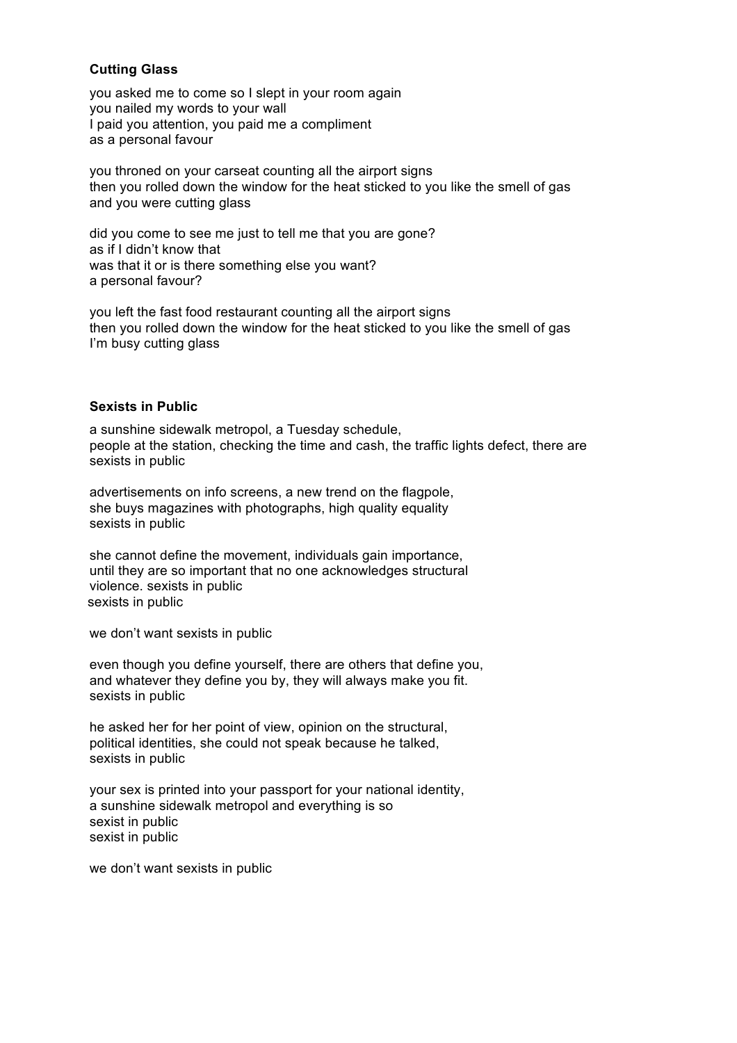### Cutting Glass

you asked me to come so I slept in your room again  
you nailed my words to your wall  
I paid you attention, you paid me a compliment  
as a personal favour

you throned on your carseat counting all the airport signs  
then you rolled down the window for the heat sticked to you like the smell of gas  
and you were cutting glass

did you come to see me just to tell me that you are gone?  
as if I didn't know that  
was that it or is there something else you want?  
a personal favour?

you left the fast food restaurant counting all the airport signs  
then you rolled down the window for the heat sticked to you like the smell of gas  
I'm busy cutting glass

### Sexists in Public

a sunshine sidewalk metropol, a Tuesday schedule,  
people at the station, checking the time and cash, the traffic lights defect, there are  
sexists in public

advertisements on info screens, a new trend on the flagpole,  
she buys magazines with photographs, high quality equality  
sexists in public

she cannot define the movement, individuals gain importance,  
until they are so important that no one acknowledges structural  
violence. sexists in public  
sexists in public

we don't want sexists in public

even though you define yourself, there are others that define you,  
and whatever they define you by, they will always make you fit.  
sexists in public

he asked her for her point of view, opinion on the structural,  
political identities, she could not speak because he talked,  
sexists in public

your sex is printed into your passport for your national identity,  
a sunshine sidewalk metropol and everything is so  
sexist in public  
sexist in public

we don't want sexists in public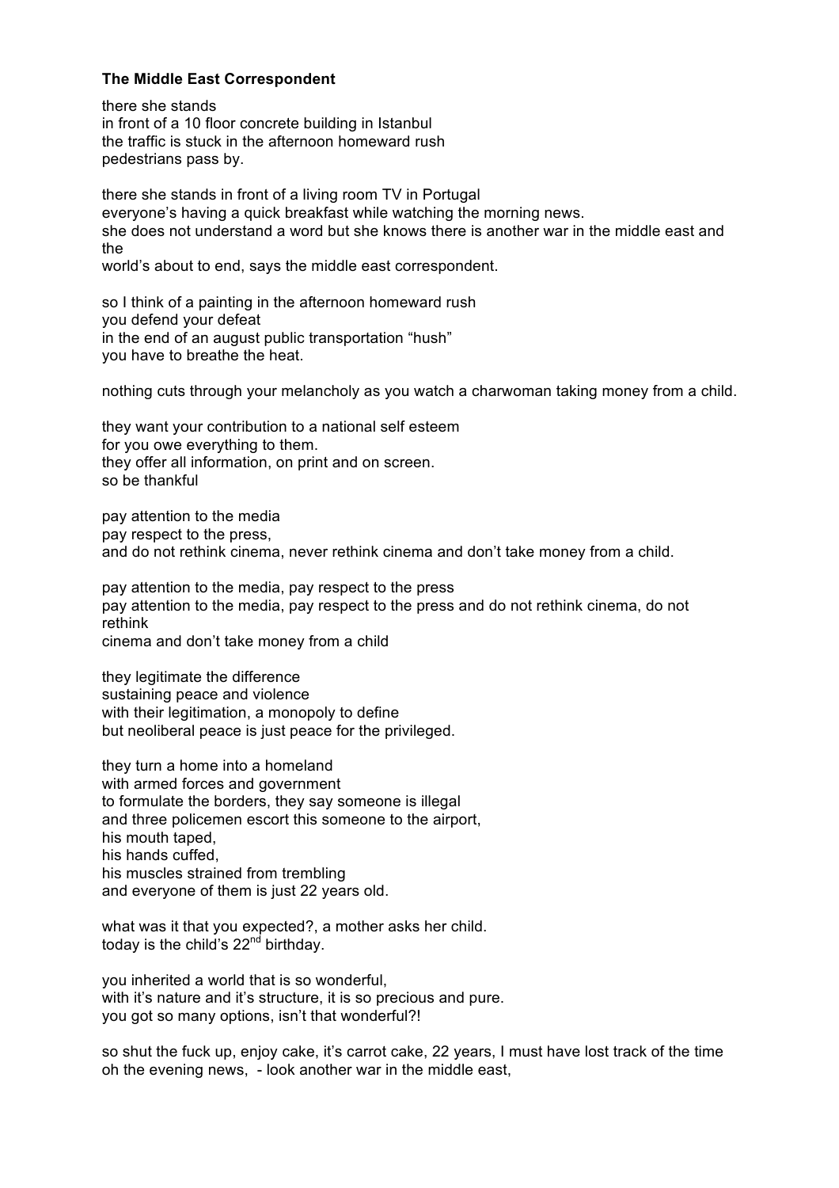**The Middle East Correspondent**

there she stands  
in front of a 10 floor concrete building in Istanbul  
the traffic is stuck in the afternoon homeward rush  
pedestrians pass by.

there she stands in front of a living room TV in Portugal  
everyone's having a quick breakfast while watching the morning news.  
she does not understand a word but she knows there is another war in the middle east and the  
world's about to end, says the middle east correspondent.

so I think of a painting in the afternoon homeward rush  
you defend your defeat  
in the end of an august public transportation "hush"  
you have to breathe the heat.

nothing cuts through your melancholy as you watch a charwoman taking money from a child.

they want your contribution to a national self esteem  
for you owe everything to them.  
they offer all information, on print and on screen.  
so be thankful

pay attention to the media  
pay respect to the press,  
and do not rethink cinema, never rethink cinema and don't take money from a child.

pay attention to the media, pay respect to the press  
pay attention to the media, pay respect to the press and do not rethink cinema, do not rethink  
cinema and don't take money from a child

they legitimate the difference  
sustaining peace and violence  
with their legitimation, a monopoly to define  
but neoliberal peace is just peace for the privileged.

they turn a home into a homeland  
with armed forces and government  
to formulate the borders, they say someone is illegal  
and three policemen escort this someone to the airport,  
his mouth taped,  
his hands cuffed,  
his muscles strained from trembling  
and everyone of them is just 22 years old.

what was it that you expected?, a mother asks her child.  
today is the child's 22nd birthday.

you inherited a world that is so wonderful,  
with it's nature and it's structure, it is so precious and pure.  
you got so many options, isn't that wonderful?!

so shut the fuck up, enjoy cake, it's carrot cake, 22 years, I must have lost track of the time  
oh the evening news, - look another war in the middle east,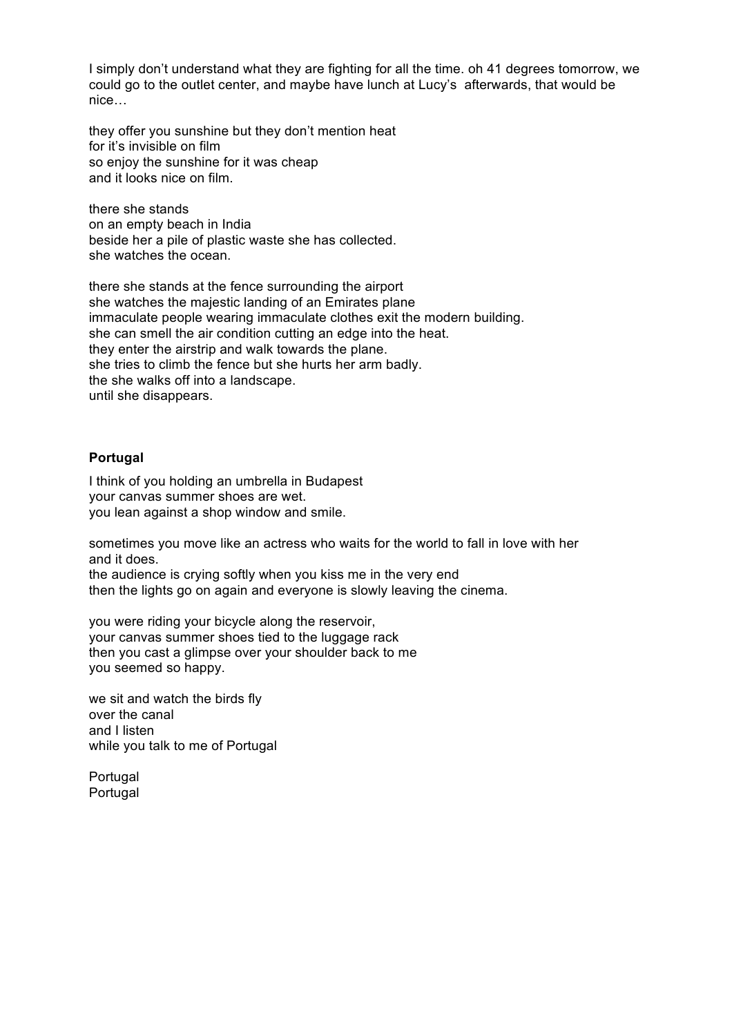I simply don't understand what they are fighting for all the time. oh 41 degrees tomorrow, we could go to the outlet center, and maybe have lunch at Lucy's afterwards, that would be nice…

they offer you sunshine but they don't mention heat
for it's invisible on film
so enjoy the sunshine for it was cheap
and it looks nice on film.

there she stands
on an empty beach in India
beside her a pile of plastic waste she has collected.
she watches the ocean.

there she stands at the fence surrounding the airport
she watches the majestic landing of an Emirates plane
immaculate people wearing immaculate clothes exit the modern building.
she can smell the air condition cutting an edge into the heat.
they enter the airstrip and walk towards the plane.
she tries to climb the fence but she hurts her arm badly.
the she walks off into a landscape.
until she disappears.

**Portugal**

I think of you holding an umbrella in Budapest
your canvas summer shoes are wet.
you lean against a shop window and smile.

sometimes you move like an actress who waits for the world to fall in love with her
and it does.
the audience is crying softly when you kiss me in the very end
then the lights go on again and everyone is slowly leaving the cinema.

you were riding your bicycle along the reservoir,
your canvas summer shoes tied to the luggage rack
then you cast a glimpse over your shoulder back to me
you seemed so happy.

we sit and watch the birds fly
over the canal
and I listen
while you talk to me of Portugal

Portugal
Portugal